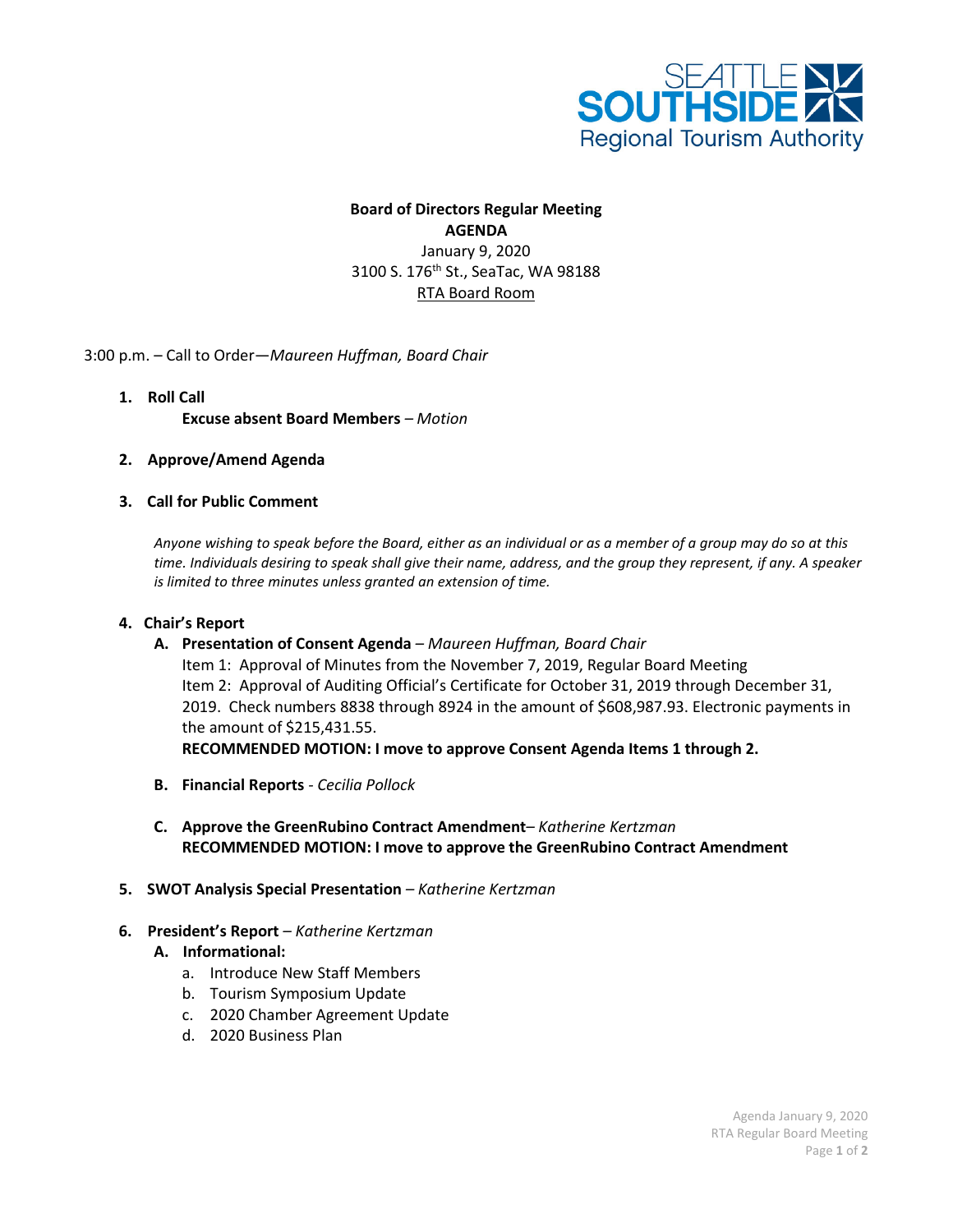SEATTLE SOUTHSIDE Regional Tourism Authority

**Board of Directors Regular Meeting**
**AGENDA**
January 9, 2020
3100 S. 176th St., SeaTac, WA 98188
RTA Board Room

3:00 p.m. – Call to Order—*Maureen Huffman, Board Chair*

1. **Roll Call**
   **Excuse absent Board Members** – *Motion*

2. **Approve/Amend Agenda**

3. **Call for Public Comment**

   *Anyone wishing to speak before the Board, either as an individual or as a member of a group may do so at this time. Individuals desiring to speak shall give their name, address, and the group they represent, if any. A speaker is limited to three minutes unless granted an extension of time.*

4. **Chair's Report**
   - **A. Presentation of Consent Agenda** – *Maureen Huffman, Board Chair*
     Item 1: Approval of Minutes from the November 7, 2019, Regular Board Meeting
     Item 2: Approval of Auditing Official's Certificate for October 31, 2019 through December 31, 2019. Check numbers 8838 through 8924 in the amount of $608,987.93. Electronic payments in the amount of $215,431.55.
     **RECOMMENDED MOTION: I move to approve Consent Agenda Items 1 through 2.**
   - **B. Financial Reports** - *Cecilia Pollock*
   - **C. Approve the GreenRubino Contract Amendment**– *Katherine Kertzman*
     **RECOMMENDED MOTION: I move to approve the GreenRubino Contract Amendment**

5. **SWOT Analysis Special Presentation** – *Katherine Kertzman*

6. **President's Report** – *Katherine Kertzman*
   - **A. Informational:**
     - a. Introduce New Staff Members
     - b. Tourism Symposium Update
     - c. 2020 Chamber Agreement Update
     - d. 2020 Business Plan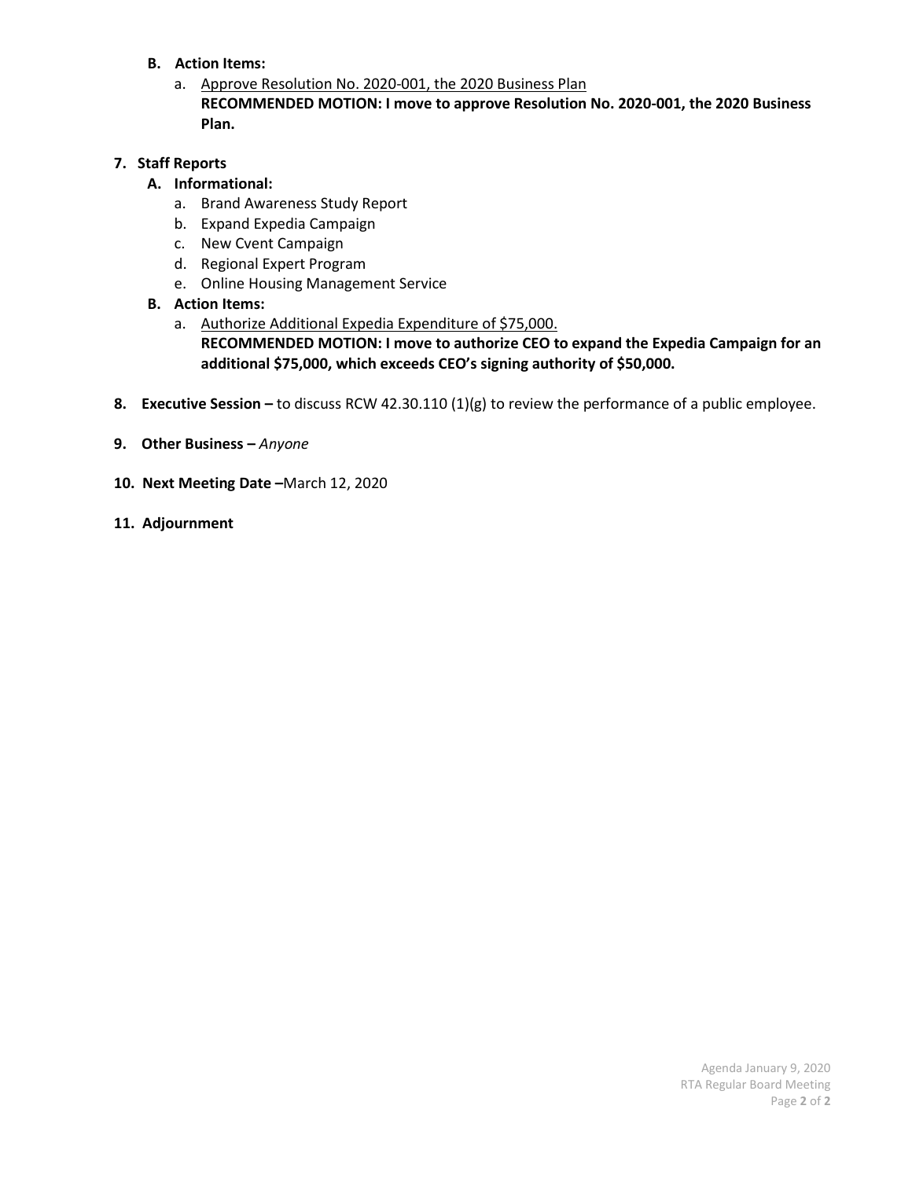**B. Action Items:**

a. Approve Resolution No. 2020-001, the 2020 Business Plan
**RECOMMENDED MOTION: I move to approve Resolution No. 2020-001, the 2020 Business Plan.**

**7. Staff Reports**

**A. Informational:**

a. Brand Awareness Study Report
b. Expand Expedia Campaign
c. New Cvent Campaign
d. Regional Expert Program
e. Online Housing Management Service

**B. Action Items:**

a. Authorize Additional Expedia Expenditure of $75,000.
**RECOMMENDED MOTION: I move to authorize CEO to expand the Expedia Campaign for an additional $75,000, which exceeds CEO's signing authority of $50,000.**

**8. Executive Session –** to discuss RCW 42.30.110 (1)(g) to review the performance of a public employee.

**9. Other Business –** *Anyone*

**10. Next Meeting Date –** March 12, 2020

**11. Adjournment**